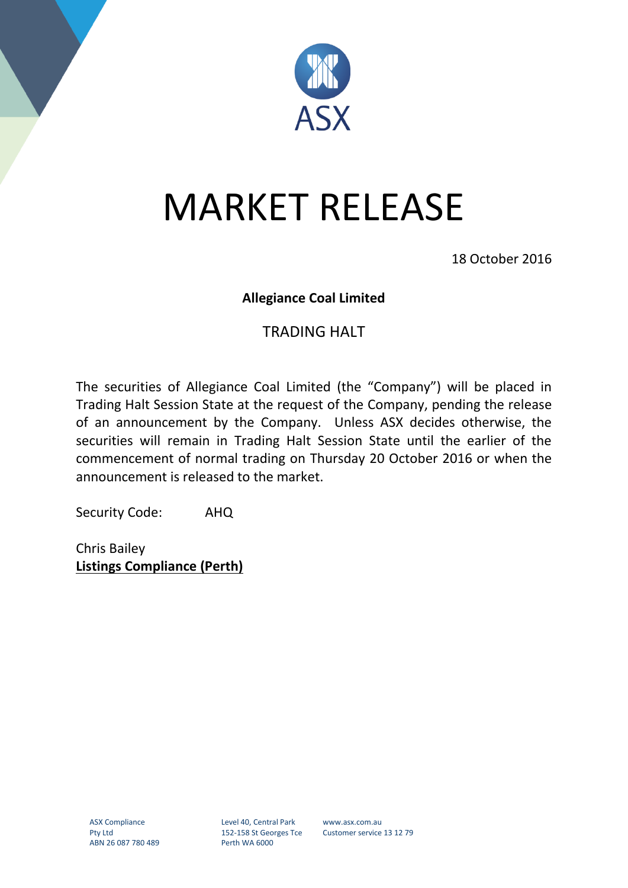# MARKET RELEASE

18 October 2016

**Allegiance Coal Limited**

TRADING HALT

The securities of Allegiance Coal Limited (the "Company") will be placed in Trading Halt Session State at the request of the Company, pending the release of an announcement by the Company. Unless ASX decides otherwise, the securities will remain in Trading Halt Session State until the earlier of the commencement of normal trading on Thursday 20 October 2016 or when the announcement is released to the market.

Security Code: AHQ

Chris Bailey
**Listings Compliance (Perth)**

ASX Compliance Pty Ltd
ABN 26 087 780 489

Level 40, Central Park
152-158 St Georges Tce
Perth WA 6000

www.asx.com.au
Customer service 13 12 79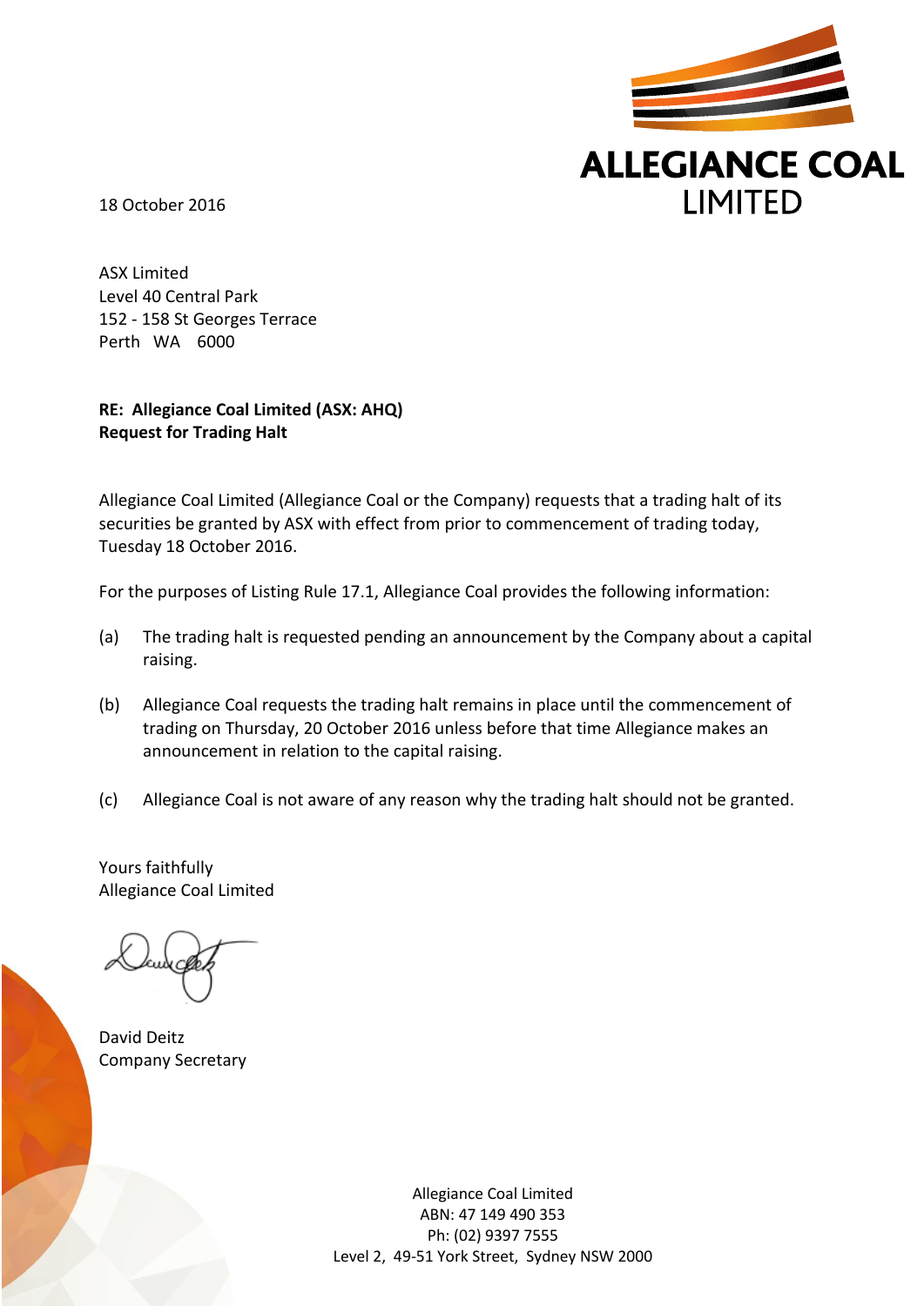ALLEGIANCE COAL LIMITED

18 October 2016

ASX Limited
Level 40 Central Park
152 - 158 St Georges Terrace
Perth WA 6000

**RE: Allegiance Coal Limited (ASX: AHQ)**
**Request for Trading Halt**

Allegiance Coal Limited (Allegiance Coal or the Company) requests that a trading halt of its securities be granted by ASX with effect from prior to commencement of trading today, Tuesday 18 October 2016.

For the purposes of Listing Rule 17.1, Allegiance Coal provides the following information:

(a) The trading halt is requested pending an announcement by the Company about a capital raising.

(b) Allegiance Coal requests the trading halt remains in place until the commencement of trading on Thursday, 20 October 2016 unless before that time Allegiance makes an announcement in relation to the capital raising.

(c) Allegiance Coal is not aware of any reason why the trading halt should not be granted.

Yours faithfully
Allegiance Coal Limited

David Deitz
Company Secretary

Allegiance Coal Limited
ABN: 47 149 490 353
Ph: (02) 9397 7555
Level 2, 49-51 York Street, Sydney NSW 2000